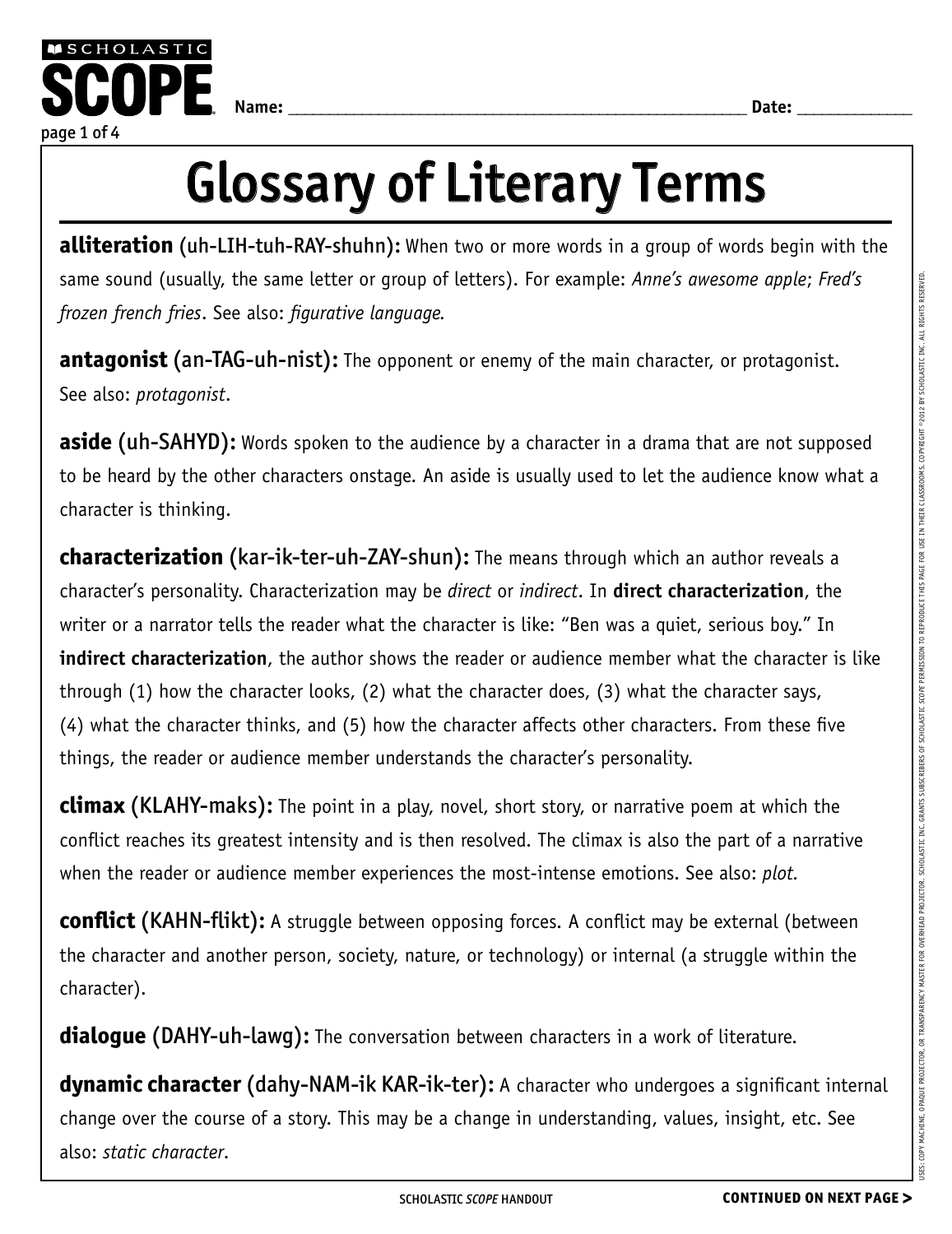Name: ______________________________ Date: ____________

# Glossary of Literary Terms

**alliteration** (uh-LIH-tuh-RAY-shuhn): When two or more words in a group of words begin with the same sound (usually, the same letter or group of letters). For example: *Anne's awesome apple*; *Fred's frozen french fries*. See also: *figurative language*.

**antagonist** (an-TAG-uh-nist): The opponent or enemy of the main character, or protagonist. See also: *protagonist*.

**aside** (uh-SAHYD): Words spoken to the audience by a character in a drama that are not supposed to be heard by the other characters onstage. An aside is usually used to let the audience know what a character is thinking.

**characterization** (kar-ik-ter-uh-ZAY-shun): The means through which an author reveals a character's personality. Characterization may be *direct* or *indirect*. In **direct characterization**, the writer or a narrator tells the reader what the character is like: "Ben was a quiet, serious boy." In **indirect characterization**, the author shows the reader or audience member what the character is like through (1) how the character looks, (2) what the character does, (3) what the character says, (4) what the character thinks, and (5) how the character affects other characters. From these five things, the reader or audience member understands the character's personality.

**climax** (KLAHY-maks): The point in a play, novel, short story, or narrative poem at which the conflict reaches its greatest intensity and is then resolved. The climax is also the part of a narrative when the reader or audience member experiences the most-intense emotions. See also: *plot*.

**conflict** (KAHN-flikt): A struggle between opposing forces. A conflict may be external (between the character and another person, society, nature, or technology) or internal (a struggle within the character).

**dialogue** (DAHY-uh-lawg): The conversation between characters in a work of literature.

**dynamic character** (dahy-NAM-ik KAR-ik-ter): A character who undergoes a significant internal change over the course of a story. This may be a change in understanding, values, insight, etc. See also: *static character*.

USES: COPY MACHINE, OPAQUE PROJECTOR, OR TRANSPARENCY MASTER FOR OVERHEAD PROJECTOR. SCHOLASTIC INC. GRANTS SUBSCRIBERS OF SCHOLASTIC SCOPE PERMISSION TO REPRODUCE THIS PAGE FOR USE IN THEIR CLASSROOMS. COPYRIGHT ©2012 BY SCHOLASTIC INC. ALL RIGHTS RESERVED.

SCHOLASTIC *SCOPE* HANDOUT

**CONTINUED ON NEXT PAGE >**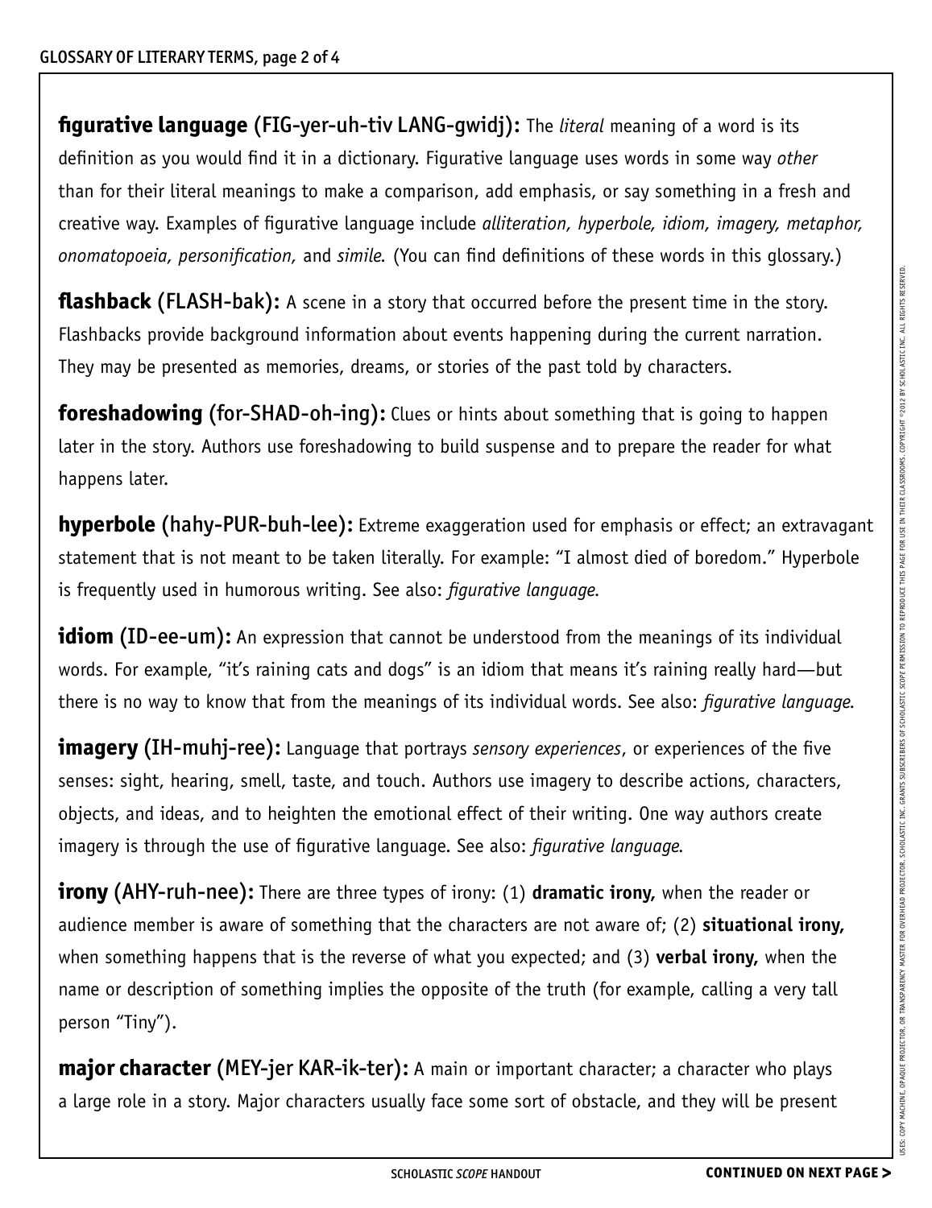**figurative language (FIG-yer-uh-tiv LANG-gwidj):** The *literal* meaning of a word is its definition as you would find it in a dictionary. Figurative language uses words in some way *other* than for their literal meanings to make a comparison, add emphasis, or say something in a fresh and creative way. Examples of figurative language include *alliteration, hyperbole, idiom, imagery, metaphor, onomatopoeia, personification,* and *simile.* (You can find definitions of these words in this glossary.)

**flashback (FLASH-bak):** A scene in a story that occurred before the present time in the story. Flashbacks provide background information about events happening during the current narration. They may be presented as memories, dreams, or stories of the past told by characters.

**foreshadowing (for-SHAD-oh-ing):** Clues or hints about something that is going to happen later in the story. Authors use foreshadowing to build suspense and to prepare the reader for what happens later.

**hyperbole (hahy-PUR-buh-lee):** Extreme exaggeration used for emphasis or effect; an extravagant statement that is not meant to be taken literally. For example: "I almost died of boredom." Hyperbole is frequently used in humorous writing. See also: *figurative language.*

**idiom (ID-ee-um):** An expression that cannot be understood from the meanings of its individual words. For example, "it's raining cats and dogs" is an idiom that means it's raining really hard—but there is no way to know that from the meanings of its individual words. See also: *figurative language.*

**imagery (IH-muhj-ree):** Language that portrays *sensory experiences*, or experiences of the five senses: sight, hearing, smell, taste, and touch. Authors use imagery to describe actions, characters, objects, and ideas, and to heighten the emotional effect of their writing. One way authors create imagery is through the use of figurative language. See also: *figurative language.*

**irony (AHY-ruh-nee):** There are three types of irony: (1) **dramatic irony,** when the reader or audience member is aware of something that the characters are not aware of; (2) **situational irony,** when something happens that is the reverse of what you expected; and (3) **verbal irony,** when the name or description of something implies the opposite of the truth (for example, calling a very tall person "Tiny").

**major character (MEY-jer KAR-ik-ter):** A main or important character; a character who plays a large role in a story. Major characters usually face some sort of obstacle, and they will be present

**CONTINUED ON NEXT PAGE >**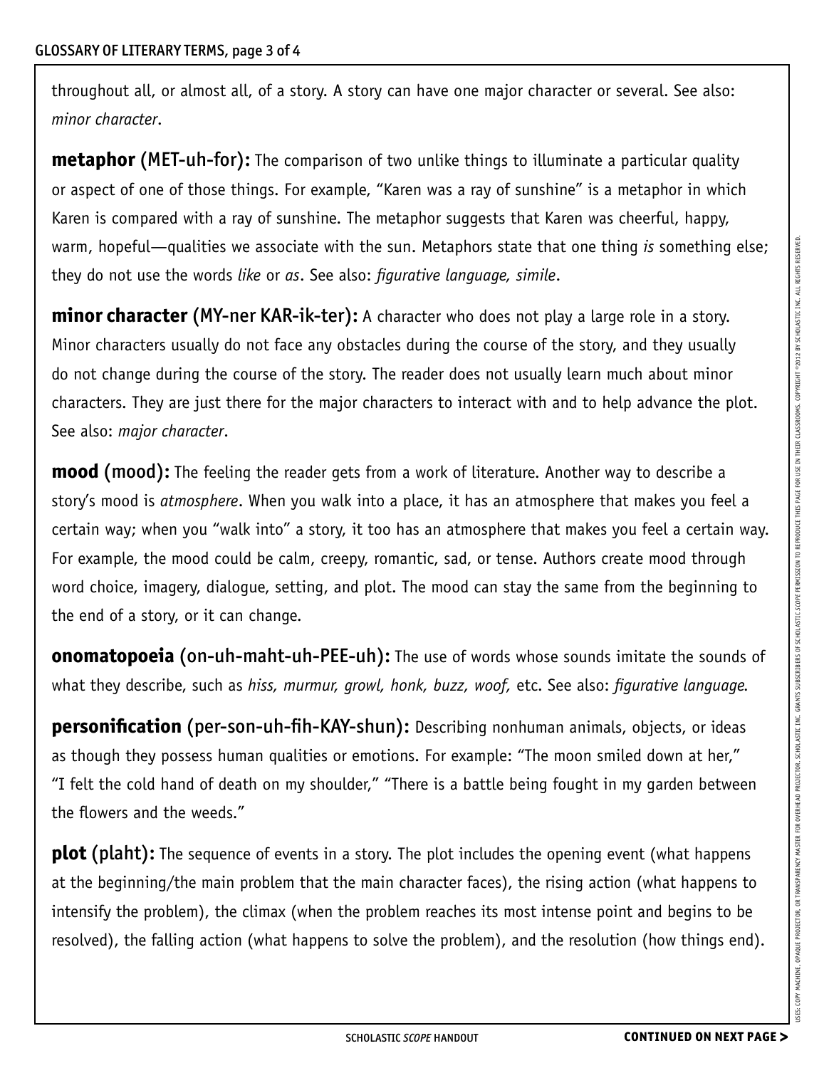throughout all, or almost all, of a story. A story can have one major character or several. See also: *minor character*.

**metaphor** (MET-uh-for)**:** The comparison of two unlike things to illuminate a particular quality or aspect of one of those things. For example, "Karen was a ray of sunshine" is a metaphor in which Karen is compared with a ray of sunshine. The metaphor suggests that Karen was cheerful, happy, warm, hopeful—qualities we associate with the sun. Metaphors state that one thing *is* something else; they do not use the words *like* or *as*. See also: *figurative language, simile*.

**minor character** (MY-ner KAR-ik-ter)**:** A character who does not play a large role in a story. Minor characters usually do not face any obstacles during the course of the story, and they usually do not change during the course of the story. The reader does not usually learn much about minor characters. They are just there for the major characters to interact with and to help advance the plot. See also: *major character*.

**mood** (mood)**:** The feeling the reader gets from a work of literature. Another way to describe a story's mood is *atmosphere*. When you walk into a place, it has an atmosphere that makes you feel a certain way; when you "walk into" a story, it too has an atmosphere that makes you feel a certain way. For example, the mood could be calm, creepy, romantic, sad, or tense. Authors create mood through word choice, imagery, dialogue, setting, and plot. The mood can stay the same from the beginning to the end of a story, or it can change.

**onomatopoeia** (on-uh-maht-uh-PEE-uh)**:** The use of words whose sounds imitate the sounds of what they describe, such as *hiss, murmur, growl, honk, buzz, woof,* etc. See also: *figurative language*.

**personification** (per-son-uh-fih-KAY-shun)**:** Describing nonhuman animals, objects, or ideas as though they possess human qualities or emotions. For example: "The moon smiled down at her," "I felt the cold hand of death on my shoulder," "There is a battle being fought in my garden between the flowers and the weeds."

**plot** (plaht)**:** The sequence of events in a story. The plot includes the opening event (what happens at the beginning/the main problem that the main character faces), the rising action (what happens to intensify the problem), the climax (when the problem reaches its most intense point and begins to be resolved), the falling action (what happens to solve the problem), and the resolution (how things end).

**CONTINUED ON NEXT PAGE >**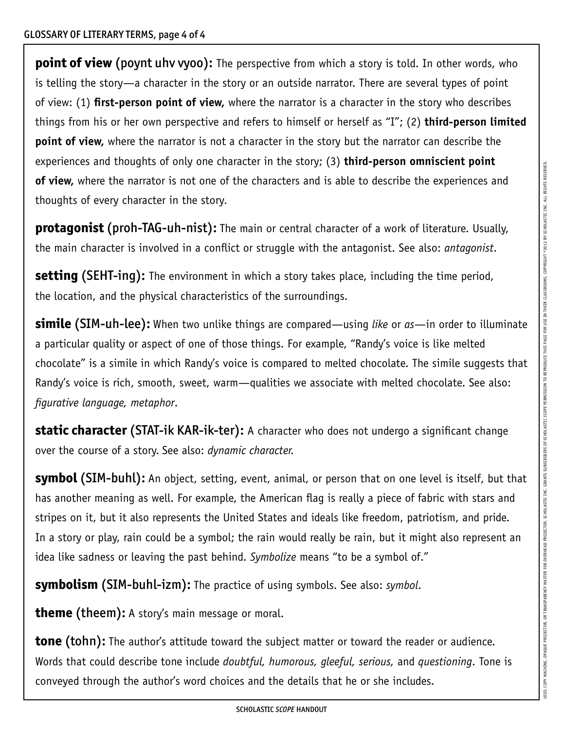**point of view** (poynt uhv vyoo)**:** The perspective from which a story is told. In other words, who is telling the story—a character in the story or an outside narrator. There are several types of point of view: (1) **first-person point of view,** where the narrator is a character in the story who describes things from his or her own perspective and refers to himself or herself as "I"; (2) **third-person limited point of view,** where the narrator is not a character in the story but the narrator can describe the experiences and thoughts of only one character in the story; (3) **third-person omniscient point of view,** where the narrator is not one of the characters and is able to describe the experiences and thoughts of every character in the story.

**protagonist** (proh-TAG-uh-nist)**:** The main or central character of a work of literature. Usually, the main character is involved in a conflict or struggle with the antagonist. See also: *antagonist*.

**setting** (SEHT-ing)**:** The environment in which a story takes place, including the time period, the location, and the physical characteristics of the surroundings.

**simile** (SIM-uh-lee)**:** When two unlike things are compared—using *like* or *as*—in order to illuminate a particular quality or aspect of one of those things. For example, "Randy's voice is like melted chocolate" is a simile in which Randy's voice is compared to melted chocolate. The simile suggests that Randy's voice is rich, smooth, sweet, warm—qualities we associate with melted chocolate. See also: *figurative language, metaphor*.

**static character** (STAT-ik KAR-ik-ter)**:** A character who does not undergo a significant change over the course of a story. See also: *dynamic character.*

**symbol** (SIM-buhl)**:** An object, setting, event, animal, or person that on one level is itself, but that has another meaning as well. For example, the American flag is really a piece of fabric with stars and stripes on it, but it also represents the United States and ideals like freedom, patriotism, and pride. In a story or play, rain could be a symbol; the rain would really be rain, but it might also represent an idea like sadness or leaving the past behind. *Symbolize* means "to be a symbol of."

**symbolism** (SIM-buhl-izm)**:** The practice of using symbols. See also: *symbol*.

**theme** (theem)**:** A story's main message or moral.

**tone** (tohn)**:** The author's attitude toward the subject matter or toward the reader or audience. Words that could describe tone include *doubtful, humorous, gleeful, serious,* and *questioning*. Tone is conveyed through the author's word choices and the details that he or she includes.